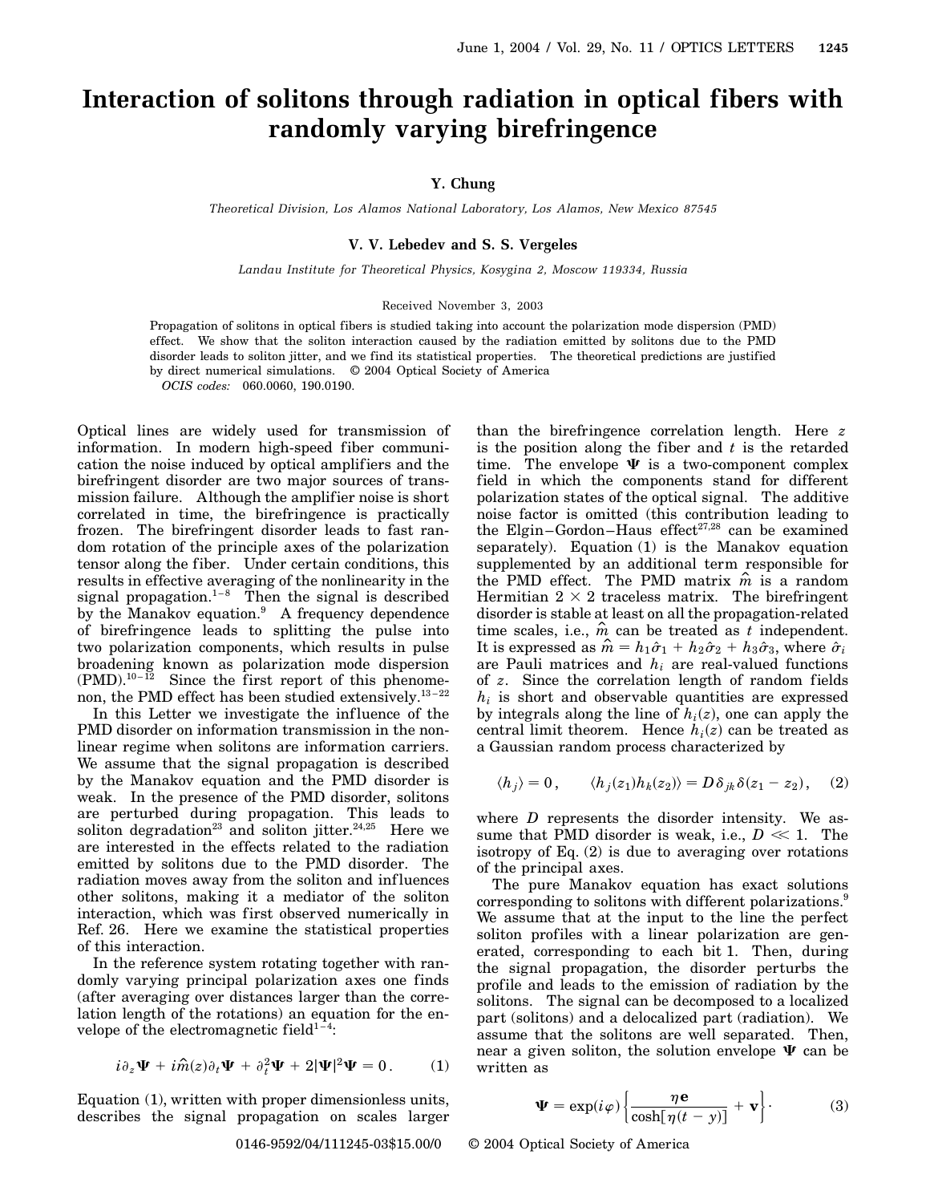# Interaction of solitons through radiation in optical fibers with randomly varying birefringence

**Y. Chung**

*Theoretical Division, Los Alamos National Laboratory, Los Alamos, New Mexico 87545*

**V. V. Lebedev and S. S. Vergeles**

*Landau Institute for Theoretical Physics, Kosygina 2, Moscow 119334, Russia*

Received November 3, 2003

Propagation of solitons in optical fibers is studied taking into account the polarization mode dispersion (PMD) effect. We show that the soliton interaction caused by the radiation emitted by solitons due to the PMD disorder leads to soliton jitter, and we find its statistical properties. The theoretical predictions are justified by direct numerical simulations. © 2004 Optical Society of America

*OCIS codes:* 060.0060, 190.0190.

Optical lines are widely used for transmission of information. In modern high-speed fiber communication the noise induced by optical amplifiers and the birefringent disorder are two major sources of transmission failure. Although the amplifier noise is short correlated in time, the birefringence is practically frozen. The birefringent disorder leads to fast random rotation of the principle axes of the polarization tensor along the fiber. Under certain conditions, this results in effective averaging of the nonlinearity in the signal propagation.[1–8] Then the signal is described by the Manakov equation.[9] A frequency dependence of birefringence leads to splitting the pulse into two polarization components, which results in pulse broadening known as polarization mode dispersion (PMD).[10–12] Since the first report of this phenomenon, the PMD effect has been studied extensively.[13–22]

In this Letter we investigate the influence of the PMD disorder on information transmission in the nonlinear regime when solitons are information carriers. We assume that the signal propagation is described by the Manakov equation and the PMD disorder is weak. In the presence of the PMD disorder, solitons are perturbed during propagation. This leads to soliton degradation[23] and soliton jitter.[24,25] Here we are interested in the effects related to the radiation emitted by solitons due to the PMD disorder. The radiation moves away from the soliton and influences other solitons, making it a mediator of the soliton interaction, which was first observed numerically in Ref. 26. Here we examine the statistical properties of this interaction.

In the reference system rotating together with randomly varying principal polarization axes one finds (after averaging over distances larger than the correlation length of the rotations) an equation for the envelope of the electromagnetic field[1–4]:

$$i\partial_z \mathbf{\Psi} + i\hat{m}(z)\partial_t \mathbf{\Psi} + \partial_t^2 \mathbf{\Psi} + 2|\mathbf{\Psi}|^2 \mathbf{\Psi} = 0\,. \qquad (1)$$

Equation (1), written with proper dimensionless units, describes the signal propagation on scales larger than the birefringence correlation length. Here $z$ is the position along the fiber and $t$ is the retarded time. The envelope $\mathbf{\Psi}$ is a two-component complex field in which the components stand for different polarization states of the optical signal. The additive noise factor is omitted (this contribution leading to the Elgin–Gordon–Haus effect[27,28] can be examined separately). Equation (1) is the Manakov equation supplemented by an additional term responsible for the PMD effect. The PMD matrix $\hat{m}$ is a random Hermitian $2 \times 2$ traceless matrix. The birefringent disorder is stable at least on all the propagation-related time scales, i.e., $\hat{m}$ can be treated as $t$ independent. It is expressed as $\hat{m} = h_1\hat{\sigma}_1 + h_2\hat{\sigma}_2 + h_3\hat{\sigma}_3$, where $\hat{\sigma}_i$ are Pauli matrices and $h_i$ are real-valued functions of $z$. Since the correlation length of random fields $h_i$ is short and observable quantities are expressed by integrals along the line of $h_i(z)$, one can apply the central limit theorem. Hence $h_i(z)$ can be treated as a Gaussian random process characterized by

$$\langle h_j \rangle = 0\,, \qquad \langle h_j(z_1)h_k(z_2)\rangle = D\,\delta_{jk}\delta(z_1 - z_2)\,, \qquad (2)$$

where $D$ represents the disorder intensity. We assume that PMD disorder is weak, i.e., $D \ll 1$. The isotropy of Eq. (2) is due to averaging over rotations of the principal axes.

The pure Manakov equation has exact solutions corresponding to solitons with different polarizations.[9] We assume that at the input to the line the perfect soliton profiles with a linear polarization are generated, corresponding to each bit 1. Then, during the signal propagation, the disorder perturbs the profile and leads to the emission of radiation by the solitons. The signal can be decomposed to a localized part (solitons) and a delocalized part (radiation). We assume that the solitons are well separated. Then, near a given soliton, the solution envelope $\mathbf{\Psi}$ can be written as

$$\mathbf{\Psi} = \exp(i\varphi)\left\{\frac{\eta \mathbf{e}}{\cosh[\eta(t-y)]} + \mathbf{v}\right\}\cdot \qquad (3)$$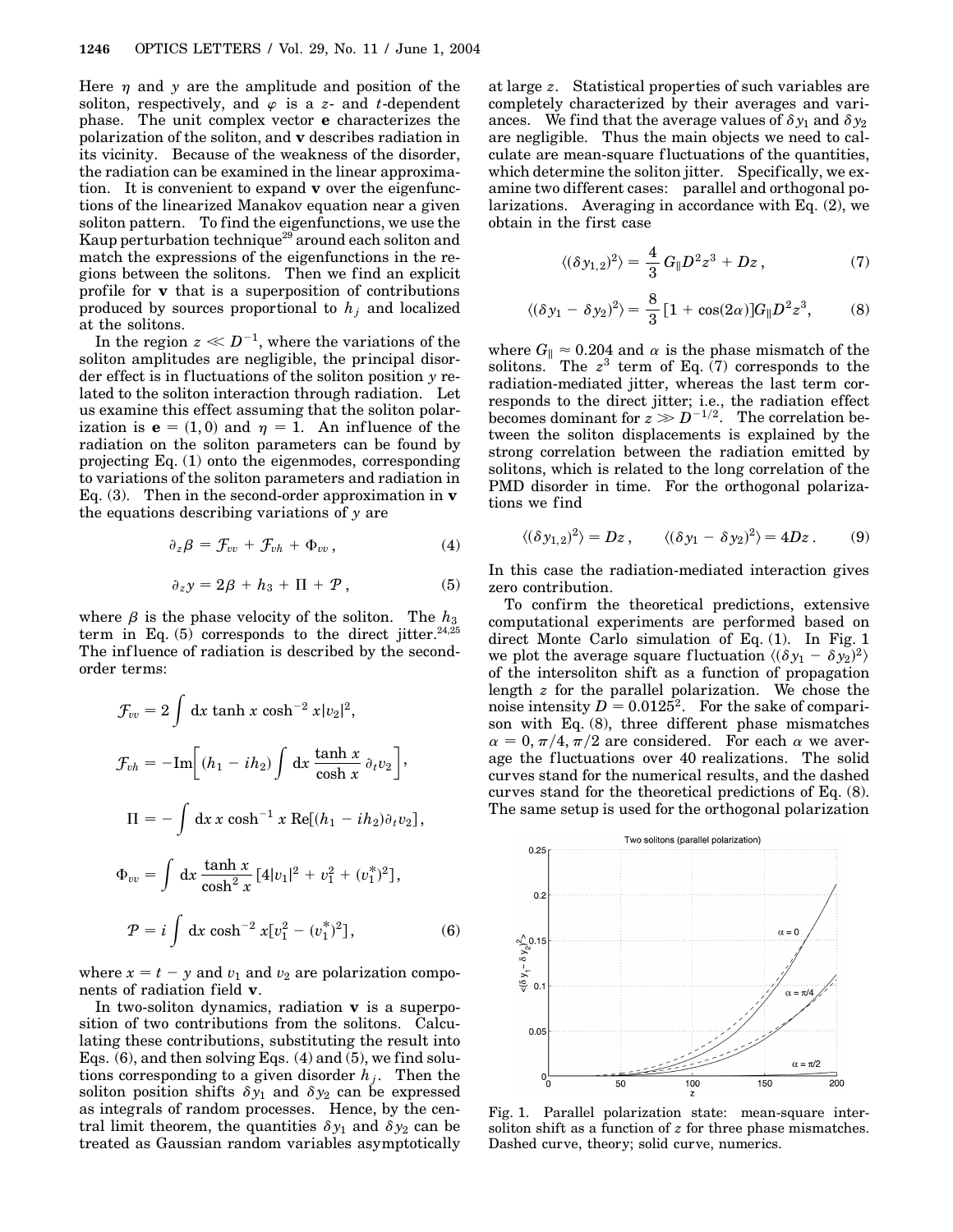Here $\eta$ and $y$ are the amplitude and position of the soliton, respectively, and $\varphi$ is a $z$- and $t$-dependent phase. The unit complex vector $\mathbf{e}$ characterizes the polarization of the soliton, and $\mathbf{v}$ describes radiation in its vicinity. Because of the weakness of the disorder, the radiation can be examined in the linear approximation. It is convenient to expand $\mathbf{v}$ over the eigenfunctions of the linearized Manakov equation near a given soliton pattern. To find the eigenfunctions, we use the Kaup perturbation technique[29] around each soliton and match the expressions of the eigenfunctions in the regions between the solitons. Then we find an explicit profile for $\mathbf{v}$ that is a superposition of contributions produced by sources proportional to $h_j$ and localized at the solitons.

In the region $z \ll D^{-1}$, where the variations of the soliton amplitudes are negligible, the principal disorder effect is in fluctuations of the soliton position $y$ related to the soliton interaction through radiation. Let us examine this effect assuming that the soliton polarization is $\mathbf{e} = (1, 0)$ and $\eta = 1$. An influence of the radiation on the soliton parameters can be found by projecting Eq. (1) onto the eigenmodes, corresponding to variations of the soliton parameters and radiation in Eq. (3). Then in the second-order approximation in $\mathbf{v}$ the equations describing variations of $y$ are

$$\partial_z \beta = \mathcal{F}_{vv} + \mathcal{F}_{vh} + \Phi_{vv}\,, \tag{4}$$

$$\partial_z y = 2\beta + h_3 + \Pi + \mathcal{P}\,, \tag{5}$$

where $\beta$ is the phase velocity of the soliton. The $h_3$ term in Eq. (5) corresponds to the direct jitter.[24,25] The influence of radiation is described by the second-order terms:

$$\mathcal{F}_{vv} = 2\int \mathrm{d}x \tanh x \cosh^{-2} x |v_2|^2,$$

$$\mathcal{F}_{vh} = -\mathrm{Im}\left[(h_1 - ih_2)\int \mathrm{d}x \frac{\tanh x}{\cosh x}\,\partial_t v_2\right],$$

$$\Pi = -\int \mathrm{d}x\, x \cosh^{-1} x\, \mathrm{Re}[(h_1 - ih_2)\partial_t v_2],$$

$$\Phi_{vv} = \int \mathrm{d}x \frac{\tanh x}{\cosh^2 x}[4|v_1|^2 + v_1^2 + (v_1^*)^2],$$

$$\mathcal{P} = i\int \mathrm{d}x \cosh^{-2} x[v_1^2 - (v_1^*)^2], \tag{6}$$

where $x = t - y$ and $v_1$ and $v_2$ are polarization components of radiation field $\mathbf{v}$.

In two-soliton dynamics, radiation $\mathbf{v}$ is a superposition of two contributions from the solitons. Calculating these contributions, substituting the result into Eqs. (6), and then solving Eqs. (4) and (5), we find solutions corresponding to a given disorder $h_j$. Then the soliton position shifts $\delta y_1$ and $\delta y_2$ can be expressed as integrals of random processes. Hence, by the central limit theorem, the quantities $\delta y_1$ and $\delta y_2$ can be treated as Gaussian random variables asymptotically at large $z$. Statistical properties of such variables are completely characterized by their averages and variances. We find that the average values of $\delta y_1$ and $\delta y_2$ are negligible. Thus the main objects we need to calculate are mean-square fluctuations of the quantities, which determine the soliton jitter. Specifically, we examine two different cases: parallel and orthogonal polarizations. Averaging in accordance with Eq. (2), we obtain in the first case

$$\langle(\delta y_{1,2})^2\rangle = \frac{4}{3}G_{\parallel}D^2 z^3 + Dz\,, \tag{7}$$

$$\langle(\delta y_1 - \delta y_2)^2\rangle = \frac{8}{3}[1 + \cos(2\alpha)]G_{\parallel}D^2 z^3, \tag{8}$$

where $G_{\parallel} \approx 0.204$ and $\alpha$ is the phase mismatch of the solitons. The $z^3$ term of Eq. (7) corresponds to the radiation-mediated jitter, whereas the last term corresponds to the direct jitter; i.e., the radiation effect becomes dominant for $z \gg D^{-1/2}$. The correlation between the soliton displacements is explained by the strong correlation between the radiation emitted by solitons, which is related to the long correlation of the PMD disorder in time. For the orthogonal polarizations we find

$$\langle(\delta y_{1,2})^2\rangle = Dz\,, \qquad \langle(\delta y_1 - \delta y_2)^2\rangle = 4Dz\,. \tag{9}$$

In this case the radiation-mediated interaction gives zero contribution.

To confirm the theoretical predictions, extensive computational experiments are performed based on direct Monte Carlo simulation of Eq. (1). In Fig. 1 we plot the average square fluctuation $\langle(\delta y_1 - \delta y_2)^2\rangle$ of the intersoliton shift as a function of propagation length $z$ for the parallel polarization. We chose the noise intensity $D = 0.0125^2$. For the sake of comparison with Eq. (8), three different phase mismatches $\alpha = 0, \pi/4, \pi/2$ are considered. For each $\alpha$ we average the fluctuations over 40 realizations. The solid curves stand for the numerical results, and the dashed curves stand for the theoretical predictions of Eq. (8). The same setup is used for the orthogonal polarization

Fig. 1. Parallel polarization state: mean-square intersoliton shift as a function of $z$ for three phase mismatches. Dashed curve, theory; solid curve, numerics.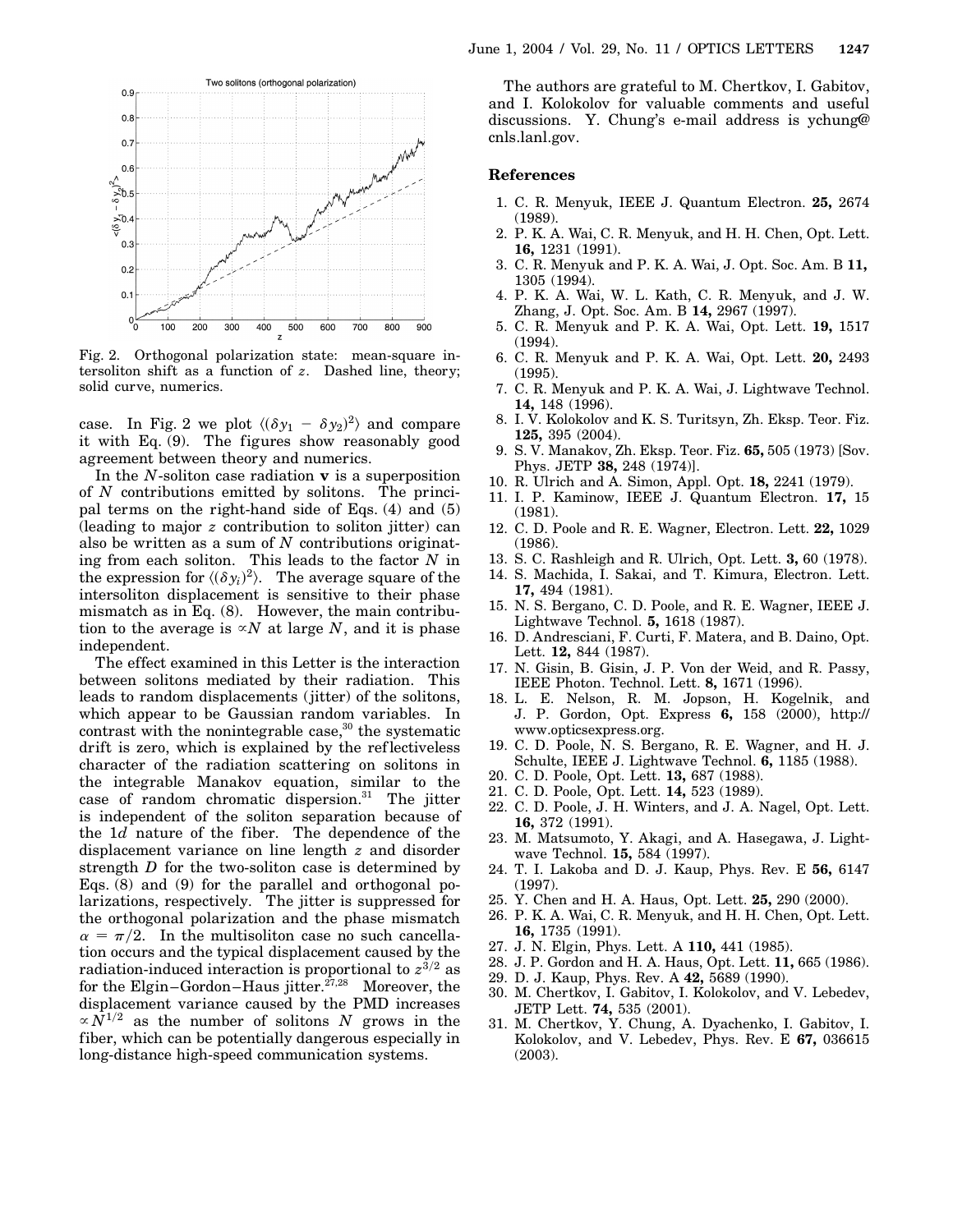Two solitons (orthogonal polarization)

0.9
0.8
0.7
0.6
0.5
0.4
0.3
0.2
0.1
0

$<(\delta y_1 - \delta y_2)^2>$

0 100 200 300 400 500 600 700 800 900

z

Fig. 2. Orthogonal polarization state: mean-square intersoliton shift as a function of $z$. Dashed line, theory; solid curve, numerics.

case. In Fig. 2 we plot $\langle(\delta y_1 - \delta y_2)^2\rangle$ and compare it with Eq. (9). The figures show reasonably good agreement between theory and numerics.

In the $N$-soliton case radiation $\mathbf{v}$ is a superposition of $N$ contributions emitted by solitons. The principal terms on the right-hand side of Eqs. (4) and (5) (leading to major $z$ contribution to soliton jitter) can also be written as a sum of $N$ contributions originating from each soliton. This leads to the factor $N$ in the expression for $\langle(\delta y_i)^2\rangle$. The average square of the intersoliton displacement is sensitive to their phase mismatch as in Eq. (8). However, the main contribution to the average is $\propto N$ at large $N$, and it is phase independent.

The effect examined in this Letter is the interaction between solitons mediated by their radiation. This leads to random displacements (jitter) of the solitons, which appear to be Gaussian random variables. In contrast with the nonintegrable case,[30] the systematic drift is zero, which is explained by the reflectiveless character of the radiation scattering on solitons in the integrable Manakov equation, similar to the case of random chromatic dispersion.[31] The jitter is independent of the soliton separation because of the 1$d$ nature of the fiber. The dependence of the displacement variance on line length $z$ and disorder strength $D$ for the two-soliton case is determined by Eqs. (8) and (9) for the parallel and orthogonal polarizations, respectively. The jitter is suppressed for the orthogonal polarization and the phase mismatch $\alpha = \pi/2$. In the multisoliton case no such cancellation occurs and the typical displacement caused by the radiation-induced interaction is proportional to $z^{3/2}$ as for the Elgin–Gordon–Haus jitter.[27,28] Moreover, the displacement variance caused by the PMD increases $\propto N^{1/2}$ as the number of solitons $N$ grows in the fiber, which can be potentially dangerous especially in long-distance high-speed communication systems.

The authors are grateful to M. Chertkov, I. Gabitov, and I. Kolokolov for valuable comments and useful discussions. Y. Chung's e-mail address is ychung@cnls.lanl.gov.

## References

1. C. R. Menyuk, IEEE J. Quantum Electron. **25,** 2674 (1989).
2. P. K. A. Wai, C. R. Menyuk, and H. H. Chen, Opt. Lett. **16,** 1231 (1991).
3. C. R. Menyuk and P. K. A. Wai, J. Opt. Soc. Am. B **11,** 1305 (1994).
4. P. K. A. Wai, W. L. Kath, C. R. Menyuk, and J. W. Zhang, J. Opt. Soc. Am. B **14,** 2967 (1997).
5. C. R. Menyuk and P. K. A. Wai, Opt. Lett. **19,** 1517 (1994).
6. C. R. Menyuk and P. K. A. Wai, Opt. Lett. **20,** 2493 (1995).
7. C. R. Menyuk and P. K. A. Wai, J. Lightwave Technol. **14,** 148 (1996).
8. I. V. Kolokolov and K. S. Turitsyn, Zh. Eksp. Teor. Fiz. **125,** 395 (2004).
9. S. V. Manakov, Zh. Eksp. Teor. Fiz. **65,** 505 (1973) [Sov. Phys. JETP **38,** 248 (1974)].
10. R. Ulrich and A. Simon, Appl. Opt. **18,** 2241 (1979).
11. I. P. Kaminow, IEEE J. Quantum Electron. **17,** 15 (1981).
12. C. D. Poole and R. E. Wagner, Electron. Lett. **22,** 1029 (1986).
13. S. C. Rashleigh and R. Ulrich, Opt. Lett. **3,** 60 (1978).
14. S. Machida, I. Sakai, and T. Kimura, Electron. Lett. **17,** 494 (1981).
15. N. S. Bergano, C. D. Poole, and R. E. Wagner, IEEE J. Lightwave Technol. **5,** 1618 (1987).
16. D. Andresciani, F. Curti, F. Matera, and B. Daino, Opt. Lett. **12,** 844 (1987).
17. N. Gisin, B. Gisin, J. P. Von der Weid, and R. Passy, IEEE Photon. Technol. Lett. **8,** 1671 (1996).
18. L. E. Nelson, R. M. Jopson, H. Kogelnik, and J. P. Gordon, Opt. Express **6,** 158 (2000), http://www.opticsexpress.org.
19. C. D. Poole, N. S. Bergano, R. E. Wagner, and H. J. Schulte, IEEE J. Lightwave Technol. **6,** 1185 (1988).
20. C. D. Poole, Opt. Lett. **13,** 687 (1988).
21. C. D. Poole, Opt. Lett. **14,** 523 (1989).
22. C. D. Poole, J. H. Winters, and J. A. Nagel, Opt. Lett. **16,** 372 (1991).
23. M. Matsumoto, Y. Akagi, and A. Hasegawa, J. Lightwave Technol. **15,** 584 (1997).
24. T. I. Lakoba and D. J. Kaup, Phys. Rev. E **56,** 6147 (1997).
25. Y. Chen and H. A. Haus, Opt. Lett. **25,** 290 (2000).
26. P. K. A. Wai, C. R. Menyuk, and H. H. Chen, Opt. Lett. **16,** 1735 (1991).
27. J. N. Elgin, Phys. Lett. A **110,** 441 (1985).
28. J. P. Gordon and H. A. Haus, Opt. Lett. **11,** 665 (1986).
29. D. J. Kaup, Phys. Rev. A **42,** 5689 (1990).
30. M. Chertkov, I. Gabitov, I. Kolokolov, and V. Lebedev, JETP Lett. **74,** 535 (2001).
31. M. Chertkov, Y. Chung, A. Dyachenko, I. Gabitov, I. Kolokolov, and V. Lebedev, Phys. Rev. E **67,** 036615 (2003).